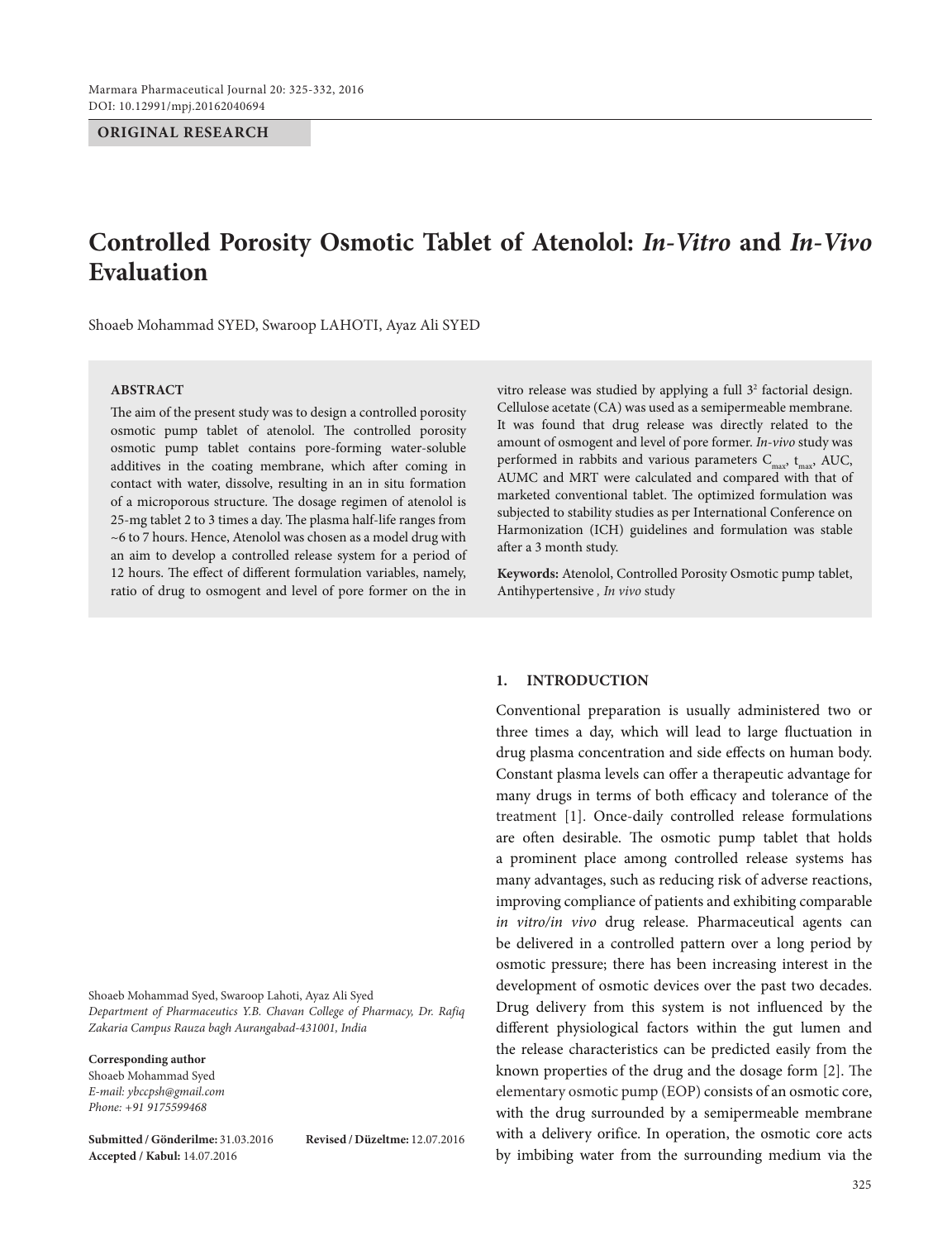ORIGINAL RESEARCH

# Controlled Porosity Osmotic Tablet of Atenolol: *In-Vitro* and *In-Vivo* Evaluation

Shoaeb Mohammad SYED, Swaroop LAHOTI, Ayaz Ali SYED

## ABSTRACT

The aim of the present study was to design a controlled porosity osmotic pump tablet of atenolol. The controlled porosity osmotic pump tablet contains pore-forming water-soluble additives in the coating membrane, which after coming in contact with water, dissolve, resulting in an in situ formation of a microporous structure. The dosage regimen of atenolol is 25-mg tablet 2 to 3 times a day. The plasma half-life ranges from ~6 to 7 hours. Hence, Atenolol was chosen as a model drug with an aim to develop a controlled release system for a period of 12 hours. The effect of different formulation variables, namely, ratio of drug to osmogent and level of pore former on the in vitro release was studied by applying a full $3^2$ factorial design. Cellulose acetate (CA) was used as a semipermeable membrane. It was found that drug release was directly related to the amount of osmogent and level of pore former. *In-vivo* study was performed in rabbits and various parameters $C_{max}$, $t_{max}$, AUC, AUMC and MRT were calculated and compared with that of marketed conventional tablet. The optimized formulation was subjected to stability studies as per International Conference on Harmonization (ICH) guidelines and formulation was stable after a 3 month study.

**Keywords:** Atenolol, Controlled Porosity Osmotic pump tablet, Antihypertensive , *In vivo* study

Shoaeb Mohammad Syed, Swaroop Lahoti, Ayaz Ali Syed
*Department of Pharmaceutics Y.B. Chavan College of Pharmacy, Dr. Rafiq Zakaria Campus Rauza bagh Aurangabad-431001, India*

**Corresponding author**
Shoaeb Mohammad Syed
*E-mail: ybccpsh@gmail.com*
*Phone: +91 9175599468*

**Submitted / Gönderilme:** 31.03.2016 **Revised / Düzeltme:** 12.07.2016
**Accepted / Kabul:** 14.07.2016

## 1. INTRODUCTION

Conventional preparation is usually administered two or three times a day, which will lead to large fluctuation in drug plasma concentration and side effects on human body. Constant plasma levels can offer a therapeutic advantage for many drugs in terms of both efficacy and tolerance of the treatment [1]. Once-daily controlled release formulations are often desirable. The osmotic pump tablet that holds a prominent place among controlled release systems has many advantages, such as reducing risk of adverse reactions, improving compliance of patients and exhibiting comparable *in vitro/in vivo* drug release. Pharmaceutical agents can be delivered in a controlled pattern over a long period by osmotic pressure; there has been increasing interest in the development of osmotic devices over the past two decades. Drug delivery from this system is not influenced by the different physiological factors within the gut lumen and the release characteristics can be predicted easily from the known properties of the drug and the dosage form [2]. The elementary osmotic pump (EOP) consists of an osmotic core, with the drug surrounded by a semipermeable membrane with a delivery orifice. In operation, the osmotic core acts by imbibing water from the surrounding medium via the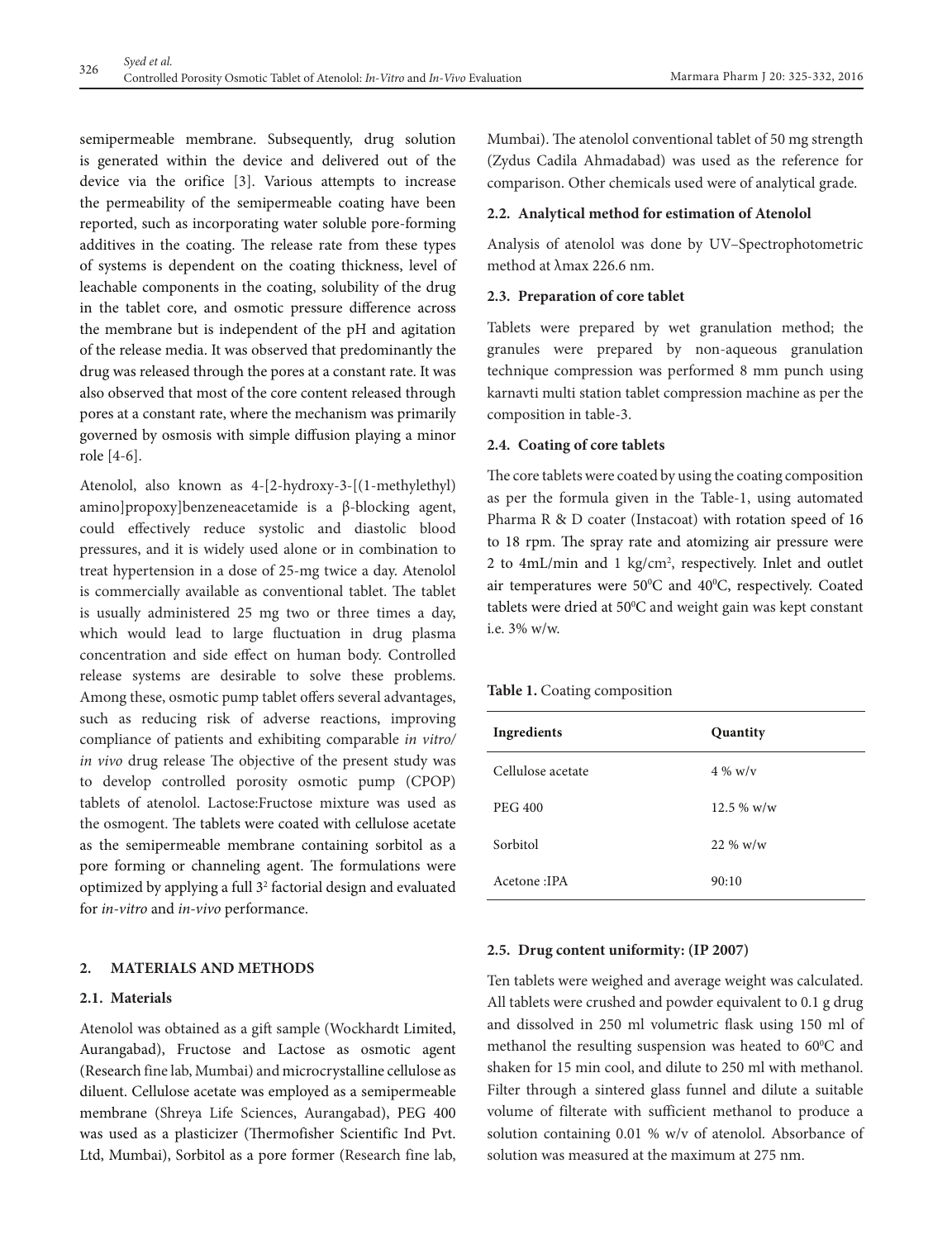semipermeable membrane. Subsequently, drug solution is generated within the device and delivered out of the device via the orifice [3]. Various attempts to increase the permeability of the semipermeable coating have been reported, such as incorporating water soluble pore-forming additives in the coating. The release rate from these types of systems is dependent on the coating thickness, level of leachable components in the coating, solubility of the drug in the tablet core, and osmotic pressure difference across the membrane but is independent of the pH and agitation of the release media. It was observed that predominantly the drug was released through the pores at a constant rate. It was also observed that most of the core content released through pores at a constant rate, where the mechanism was primarily governed by osmosis with simple diffusion playing a minor role [4-6].

Atenolol, also known as 4-[2-hydroxy-3-[(1-methylethyl) amino]propoxy]benzeneacetamide is a β-blocking agent, could effectively reduce systolic and diastolic blood pressures, and it is widely used alone or in combination to treat hypertension in a dose of 25-mg twice a day. Atenolol is commercially available as conventional tablet. The tablet is usually administered 25 mg two or three times a day, which would lead to large fluctuation in drug plasma concentration and side effect on human body. Controlled release systems are desirable to solve these problems. Among these, osmotic pump tablet offers several advantages, such as reducing risk of adverse reactions, improving compliance of patients and exhibiting comparable *in vitro*/*in vivo* drug release The objective of the present study was to develop controlled porosity osmotic pump (CPOP) tablets of atenolol. Lactose:Fructose mixture was used as the osmogent. The tablets were coated with cellulose acetate as the semipermeable membrane containing sorbitol as a pore forming or channeling agent. The formulations were optimized by applying a full $3^2$ factorial design and evaluated for *in-vitro* and *in-vivo* performance.

## 2. MATERIALS AND METHODS

### 2.1. Materials

Atenolol was obtained as a gift sample (Wockhardt Limited, Aurangabad), Fructose and Lactose as osmotic agent (Research fine lab, Mumbai) and microcrystalline cellulose as diluent. Cellulose acetate was employed as a semipermeable membrane (Shreya Life Sciences, Aurangabad), PEG 400 was used as a plasticizer (Thermofisher Scientific Ind Pvt. Ltd, Mumbai), Sorbitol as a pore former (Research fine lab, Mumbai). The atenolol conventional tablet of 50 mg strength (Zydus Cadila Ahmadabad) was used as the reference for comparison. Other chemicals used were of analytical grade.

### 2.2. Analytical method for estimation of Atenolol

Analysis of atenolol was done by UV–Spectrophotometric method at λmax 226.6 nm.

### 2.3. Preparation of core tablet

Tablets were prepared by wet granulation method; the granules were prepared by non-aqueous granulation technique compression was performed 8 mm punch using karnavti multi station tablet compression machine as per the composition in table-3.

### 2.4. Coating of core tablets

The core tablets were coated by using the coating composition as per the formula given in the Table-1, using automated Pharma R & D coater (Instacoat) with rotation speed of 16 to 18 rpm. The spray rate and atomizing air pressure were 2 to 4mL/min and 1 kg/cm$^2$, respectively. Inlet and outlet air temperatures were 50$^0$C and 40$^0$C, respectively. Coated tablets were dried at 50$^0$C and weight gain was kept constant i.e. 3% w/w.

**Table 1.** Coating composition

| Ingredients | Quantity |
|---|---|
| Cellulose acetate | 4 % w/v |
| PEG 400 | 12.5 % w/w |
| Sorbitol | 22 % w/w |
| Acetone :IPA | 90:10 |

### 2.5. Drug content uniformity: (IP 2007)

Ten tablets were weighed and average weight was calculated. All tablets were crushed and powder equivalent to 0.1 g drug and dissolved in 250 ml volumetric flask using 150 ml of methanol the resulting suspension was heated to 60$^0$C and shaken for 15 min cool, and dilute to 250 ml with methanol. Filter through a sintered glass funnel and dilute a suitable volume of filterate with sufficient methanol to produce a solution containing 0.01 % w/v of atenolol. Absorbance of solution was measured at the maximum at 275 nm.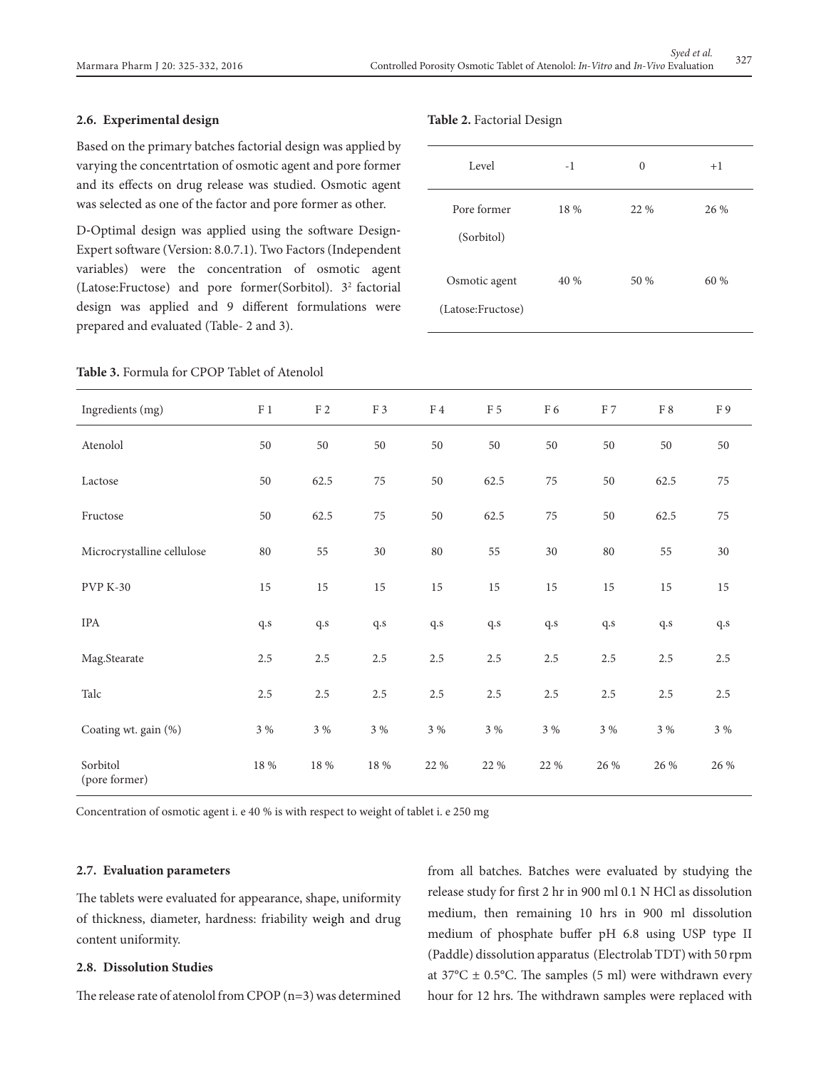### 2.6. Experimental design

Based on the primary batches factorial design was applied by varying the concentrtation of osmotic agent and pore former and its effects on drug release was studied. Osmotic agent was selected as one of the factor and pore former as other.

D-Optimal design was applied using the software Design-Expert software (Version: 8.0.7.1). Two Factors (Independent variables) were the concentration of osmotic agent (Latose:Fructose) and pore former(Sorbitol). $3^2$ factorial design was applied and 9 different formulations were prepared and evaluated (Table- 2 and 3).

**Table 2.** Factorial Design

| Level | -1 | 0 | +1 |
|---|---|---|---|
| Pore former (Sorbitol) | 18 % | 22 % | 26 % |
| Osmotic agent (Latose:Fructose) | 40 % | 50 % | 60 % |

**Table 3.** Formula for CPOP Tablet of Atenolol

| Ingredients (mg) | F 1 | F 2 | F 3 | F 4 | F 5 | F 6 | F 7 | F 8 | F 9 |
|---|---|---|---|---|---|---|---|---|---|
| Atenolol | 50 | 50 | 50 | 50 | 50 | 50 | 50 | 50 | 50 |
| Lactose | 50 | 62.5 | 75 | 50 | 62.5 | 75 | 50 | 62.5 | 75 |
| Fructose | 50 | 62.5 | 75 | 50 | 62.5 | 75 | 50 | 62.5 | 75 |
| Microcrystalline cellulose | 80 | 55 | 30 | 80 | 55 | 30 | 80 | 55 | 30 |
| PVP K-30 | 15 | 15 | 15 | 15 | 15 | 15 | 15 | 15 | 15 |
| IPA | q.s | q.s | q.s | q.s | q.s | q.s | q.s | q.s | q.s |
| Mag.Stearate | 2.5 | 2.5 | 2.5 | 2.5 | 2.5 | 2.5 | 2.5 | 2.5 | 2.5 |
| Talc | 2.5 | 2.5 | 2.5 | 2.5 | 2.5 | 2.5 | 2.5 | 2.5 | 2.5 |
| Coating wt. gain (%) | 3 % | 3 % | 3 % | 3 % | 3 % | 3 % | 3 % | 3 % | 3 % |
| Sorbitol (pore former) | 18 % | 18 % | 18 % | 22 % | 22 % | 22 % | 26 % | 26 % | 26 % |

Concentration of osmotic agent i. e 40 % is with respect to weight of tablet i. e 250 mg

### 2.7. Evaluation parameters

The tablets were evaluated for appearance, shape, uniformity of thickness, diameter, hardness: friability weigh and drug content uniformity.

### 2.8. Dissolution Studies

The release rate of atenolol from CPOP (n=3) was determined from all batches. Batches were evaluated by studying the release study for first 2 hr in 900 ml 0.1 N HCl as dissolution medium, then remaining 10 hrs in 900 ml dissolution medium of phosphate buffer pH 6.8 using USP type II (Paddle) dissolution apparatus (Electrolab TDT) with 50 rpm at 37°C ± 0.5°C. The samples (5 ml) were withdrawn every hour for 12 hrs. The withdrawn samples were replaced with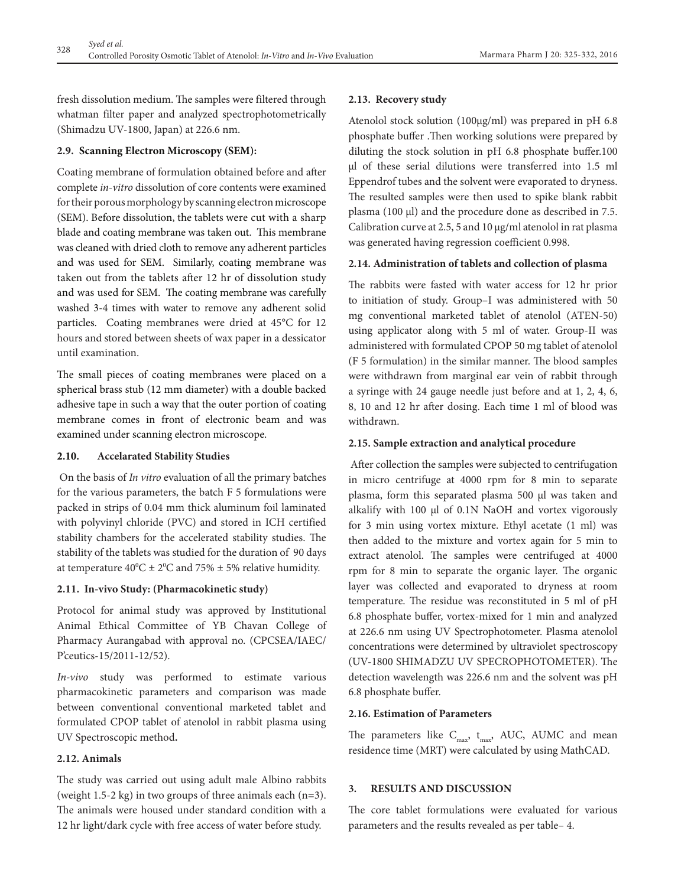fresh dissolution medium. The samples were filtered through whatman filter paper and analyzed spectrophotometrically (Shimadzu UV-1800, Japan) at 226.6 nm.

### 2.9. Scanning Electron Microscopy (SEM):

Coating membrane of formulation obtained before and after complete *in-vitro* dissolution of core contents were examined for their porous morphology by scanning electron microscope (SEM). Before dissolution, the tablets were cut with a sharp blade and coating membrane was taken out. This membrane was cleaned with dried cloth to remove any adherent particles and was used for SEM. Similarly, coating membrane was taken out from the tablets after 12 hr of dissolution study and was used for SEM. The coating membrane was carefully washed 3-4 times with water to remove any adherent solid particles. Coating membranes were dried at 45°C for 12 hours and stored between sheets of wax paper in a dessicator until examination.

The small pieces of coating membranes were placed on a spherical brass stub (12 mm diameter) with a double backed adhesive tape in such a way that the outer portion of coating membrane comes in front of electronic beam and was examined under scanning electron microscope.

### 2.10. Accelarated Stability Studies

On the basis of *In vitro* evaluation of all the primary batches for the various parameters, the batch F 5 formulations were packed in strips of 0.04 mm thick aluminum foil laminated with polyvinyl chloride (PVC) and stored in ICH certified stability chambers for the accelerated stability studies. The stability of the tablets was studied for the duration of 90 days at temperature $40^0C \pm 2^0C$ and 75% ± 5% relative humidity.

### 2.11. In-vivo Study: (Pharmacokinetic study)

Protocol for animal study was approved by Institutional Animal Ethical Committee of YB Chavan College of Pharmacy Aurangabad with approval no. (CPCSEA/IAEC/P'ceutics-15/2011-12/52).

*In-vivo* study was performed to estimate various pharmacokinetic parameters and comparison was made between conventional conventional marketed tablet and formulated CPOP tablet of atenolol in rabbit plasma using UV Spectroscopic method**.**

### 2.12. Animals

The study was carried out using adult male Albino rabbits (weight 1.5-2 kg) in two groups of three animals each (n=3). The animals were housed under standard condition with a 12 hr light/dark cycle with free access of water before study.

### 2.13. Recovery study

Atenolol stock solution (100µg/ml) was prepared in pH 6.8 phosphate buffer .Then working solutions were prepared by diluting the stock solution in pH 6.8 phosphate buffer.100 µl of these serial dilutions were transferred into 1.5 ml Eppendrof tubes and the solvent were evaporated to dryness. The resulted samples were then used to spike blank rabbit plasma (100 µl) and the procedure done as described in 7.5. Calibration curve at 2.5, 5 and 10 µg/ml atenolol in rat plasma was generated having regression coefficient 0.998.

### 2.14. Administration of tablets and collection of plasma

The rabbits were fasted with water access for 12 hr prior to initiation of study. Group–I was administered with 50 mg conventional marketed tablet of atenolol (ATEN-50) using applicator along with 5 ml of water. Group-II was administered with formulated CPOP 50 mg tablet of atenolol (F 5 formulation) in the similar manner. The blood samples were withdrawn from marginal ear vein of rabbit through a syringe with 24 gauge needle just before and at 1, 2, 4, 6, 8, 10 and 12 hr after dosing. Each time 1 ml of blood was withdrawn.

### 2.15. Sample extraction and analytical procedure

After collection the samples were subjected to centrifugation in micro centrifuge at 4000 rpm for 8 min to separate plasma, form this separated plasma 500 µl was taken and alkalify with 100 µl of 0.1N NaOH and vortex vigorously for 3 min using vortex mixture. Ethyl acetate (1 ml) was then added to the mixture and vortex again for 5 min to extract atenolol. The samples were centrifuged at 4000 rpm for 8 min to separate the organic layer. The organic layer was collected and evaporated to dryness at room temperature. The residue was reconstituted in 5 ml of pH 6.8 phosphate buffer, vortex-mixed for 1 min and analyzed at 226.6 nm using UV Spectrophotometer. Plasma atenolol concentrations were determined by ultraviolet spectroscopy (UV-1800 SHIMADZU UV SPECROPHOTOMETER). The detection wavelength was 226.6 nm and the solvent was pH 6.8 phosphate buffer.

### 2.16. Estimation of Parameters

The parameters like $C_{max}$, $t_{max}$, AUC, AUMC and mean residence time (MRT) were calculated by using MathCAD.

## 3. RESULTS AND DISCUSSION

The core tablet formulations were evaluated for various parameters and the results revealed as per table– 4.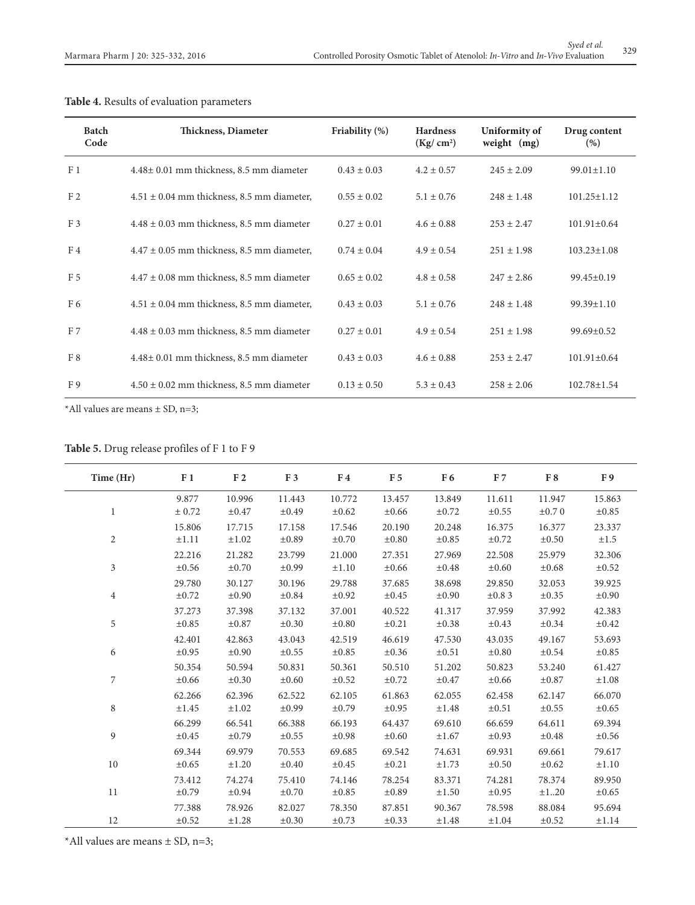**Table 4.** Results of evaluation parameters

| Batch Code | Thickness, Diameter | Friability (%) | Hardness (Kg/ cm²) | Uniformity of weight (mg) | Drug content (%) |
|---|---|---|---|---|---|
| F 1 | 4.48± 0.01 mm thickness, 8.5 mm diameter | 0.43 ± 0.03 | 4.2 ± 0.57 | 245 ± 2.09 | 99.01±1.10 |
| F 2 | 4.51 ± 0.04 mm thickness, 8.5 mm diameter, | 0.55 ± 0.02 | 5.1 ± 0.76 | 248 ± 1.48 | 101.25±1.12 |
| F 3 | 4.48 ± 0.03 mm thickness, 8.5 mm diameter | 0.27 ± 0.01 | 4.6 ± 0.88 | 253 ± 2.47 | 101.91±0.64 |
| F 4 | 4.47 ± 0.05 mm thickness, 8.5 mm diameter, | 0.74 ± 0.04 | 4.9 ± 0.54 | 251 ± 1.98 | 103.23±1.08 |
| F 5 | 4.47 ± 0.08 mm thickness, 8.5 mm diameter | 0.65 ± 0.02 | 4.8 ± 0.58 | 247 ± 2.86 | 99.45±0.19 |
| F 6 | 4.51 ± 0.04 mm thickness, 8.5 mm diameter, | 0.43 ± 0.03 | 5.1 ± 0.76 | 248 ± 1.48 | 99.39±1.10 |
| F 7 | 4.48 ± 0.03 mm thickness, 8.5 mm diameter | 0.27 ± 0.01 | 4.9 ± 0.54 | 251 ± 1.98 | 99.69±0.52 |
| F 8 | 4.48± 0.01 mm thickness, 8.5 mm diameter | 0.43 ± 0.03 | 4.6 ± 0.88 | 253 ± 2.47 | 101.91±0.64 |
| F 9 | 4.50 ± 0.02 mm thickness, 8.5 mm diameter | 0.13 ± 0.50 | 5.3 ± 0.43 | 258 ± 2.06 | 102.78±1.54 |

*All values are means ± SD, n=3;

**Table 5.** Drug release profiles of F 1 to F 9

| Time (Hr) | F 1 | F 2 | F 3 | F 4 | F 5 | F 6 | F 7 | F 8 | F 9 |
|---|---|---|---|---|---|---|---|---|---|
| 1 | 9.877 ± 0.72 | 10.996 ±0.47 | 11.443 ±0.49 | 10.772 ±0.62 | 13.457 ±0.66 | 13.849 ±0.72 | 11.611 ±0.55 | 11.947 ±0.7 0 | 15.863 ±0.85 |
| 2 | 15.806 ±1.11 | 17.715 ±1.02 | 17.158 ±0.89 | 17.546 ±0.70 | 20.190 ±0.80 | 20.248 ±0.85 | 16.375 ±0.72 | 16.377 ±0.50 | 23.337 ±1.5 |
| 3 | 22.216 ±0.56 | 21.282 ±0.70 | 23.799 ±0.99 | 21.000 ±1.10 | 27.351 ±0.66 | 27.969 ±0.48 | 22.508 ±0.60 | 25.979 ±0.68 | 32.306 ±0.52 |
| 4 | 29.780 ±0.72 | 30.127 ±0.90 | 30.196 ±0.84 | 29.788 ±0.92 | 37.685 ±0.45 | 38.698 ±0.90 | 29.850 ±0.8 3 | 32.053 ±0.35 | 39.925 ±0.90 |
| 5 | 37.273 ±0.85 | 37.398 ±0.87 | 37.132 ±0.30 | 37.001 ±0.80 | 40.522 ±0.21 | 41.317 ±0.38 | 37.959 ±0.43 | 37.992 ±0.34 | 42.383 ±0.42 |
| 6 | 42.401 ±0.95 | 42.863 ±0.90 | 43.043 ±0.55 | 42.519 ±0.85 | 46.619 ±0.36 | 47.530 ±0.51 | 43.035 ±0.80 | 49.167 ±0.54 | 53.693 ±0.85 |
| 7 | 50.354 ±0.66 | 50.594 ±0.30 | 50.831 ±0.60 | 50.361 ±0.52 | 50.510 ±0.72 | 51.202 ±0.47 | 50.823 ±0.66 | 53.240 ±0.87 | 61.427 ±1.08 |
| 8 | 62.266 ±1.45 | 62.396 ±1.02 | 62.522 ±0.99 | 62.105 ±0.79 | 61.863 ±0.95 | 62.055 ±1.48 | 62.458 ±0.51 | 62.147 ±0.55 | 66.070 ±0.65 |
| 9 | 66.299 ±0.45 | 66.541 ±0.79 | 66.388 ±0.55 | 66.193 ±0.98 | 64.437 ±0.60 | 69.610 ±1.67 | 66.659 ±0.93 | 64.611 ±0.48 | 69.394 ±0.56 |
| 10 | 69.344 ±0.65 | 69.979 ±1.20 | 70.553 ±0.40 | 69.685 ±0.45 | 69.542 ±0.21 | 74.631 ±1.73 | 69.931 ±0.50 | 69.661 ±0.62 | 79.617 ±1.10 |
| 11 | 73.412 ±0.79 | 74.274 ±0.94 | 75.410 ±0.70 | 74.146 ±0.85 | 78.254 ±0.89 | 83.371 ±1.50 | 74.281 ±0.95 | 78.374 ±1..20 | 89.950 ±0.65 |
| 12 | 77.388 ±0.52 | 78.926 ±1.28 | 82.027 ±0.30 | 78.350 ±0.73 | 87.851 ±0.33 | 90.367 ±1.48 | 78.598 ±1.04 | 88.084 ±0.52 | 95.694 ±1.14 |

*All values are means ± SD, n=3;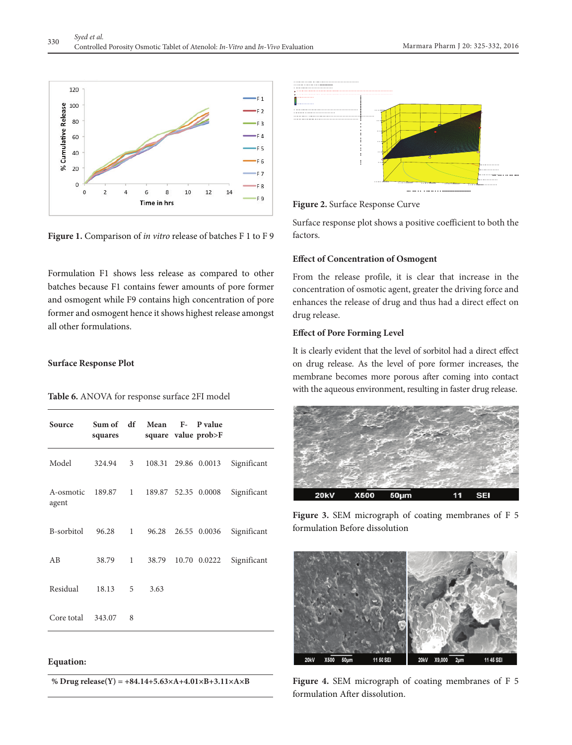Figure 1. Comparison of *in vitro* release of batches F 1 to F 9

Formulation F1 shows less release as compared to other batches because F1 contains fewer amounts of pore former and osmogent while F9 contains high concentration of pore former and osmogent hence it shows highest release amongst all other formulations.

## Surface Response Plot

**Table 6.** ANOVA for response surface 2FI model

| Source | Sum of squares | df | Mean square | F-value | P value prob>F | |
|---|---|---|---|---|---|---|
| Model | 324.94 | 3 | 108.31 | 29.86 | 0.0013 | Significant |
| A-osmotic agent | 189.87 | 1 | 189.87 | 52.35 | 0.0008 | Significant |
| B-sorbitol | 96.28 | 1 | 96.28 | 26.55 | 0.0036 | Significant |
| AB | 38.79 | 1 | 38.79 | 10.70 | 0.0222 | Significant |
| Residual | 18.13 | 5 | 3.63 | | | |
| Core total | 343.07 | 8 | | | | |

**Equation:**

**% Drug release(Y) = +84.14+5.63×A+4.01×B+3.11×A×B**

Figure 2. Surface Response Curve

Surface response plot shows a positive coefficient to both the factors.

### Effect of Concentration of Osmogent

From the release profile, it is clear that increase in the concentration of osmotic agent, greater the driving force and enhances the release of drug and thus had a direct effect on drug release.

### Effect of Pore Forming Level

It is clearly evident that the level of sorbitol had a direct effect on drug release. As the level of pore former increases, the membrane becomes more porous after coming into contact with the aqueous environment, resulting in faster drug release.

Figure 3. SEM micrograph of coating membranes of F 5 formulation Before dissolution

Figure 4. SEM micrograph of coating membranes of F 5 formulation After dissolution.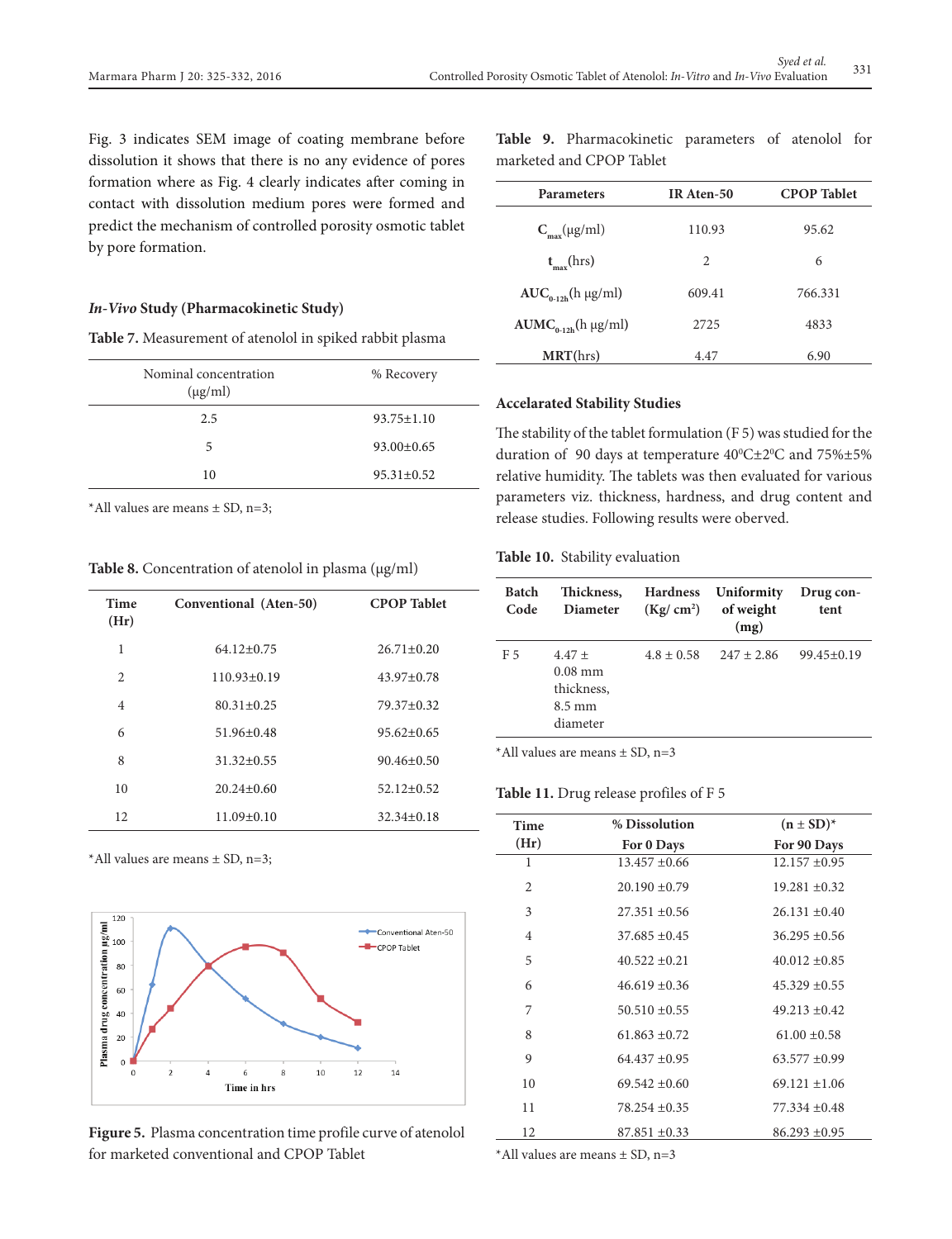Fig. 3 indicates SEM image of coating membrane before dissolution it shows that there is no any evidence of pores formation where as Fig. 4 clearly indicates after coming in contact with dissolution medium pores were formed and predict the mechanism of controlled porosity osmotic tablet by pore formation.

### *In-Vivo* Study (Pharmacokinetic Study)

**Table 7.** Measurement of atenolol in spiked rabbit plasma

| Nominal concentration (µg/ml) | % Recovery |
|---|---|
| 2.5 | 93.75±1.10 |
| 5 | 93.00±0.65 |
| 10 | 95.31±0.52 |

*All values are means ± SD, n=3;

**Table 8.** Concentration of atenolol in plasma (µg/ml)

| Time (Hr) | Conventional (Aten-50) | CPOP Tablet |
|---|---|---|
| 1 | 64.12±0.75 | 26.71±0.20 |
| 2 | 110.93±0.19 | 43.97±0.78 |
| 4 | 80.31±0.25 | 79.37±0.32 |
| 6 | 51.96±0.48 | 95.62±0.65 |
| 8 | 31.32±0.55 | 90.46±0.50 |
| 10 | 20.24±0.60 | 52.12±0.52 |
| 12 | 11.09±0.10 | 32.34±0.18 |

*All values are means ± SD, n=3;

**Figure 5.** Plasma concentration time profile curve of atenolol for marketed conventional and CPOP Tablet

**Table 9.** Pharmacokinetic parameters of atenolol for marketed and CPOP Tablet

| Parameters | IR Aten-50 | CPOP Tablet |
|---|---|---|
| $C_{max}$(µg/ml) | 110.93 | 95.62 |
| $t_{max}$(hrs) | 2 | 6 |
| $AUC_{0\text{-}12h}$(h µg/ml) | 609.41 | 766.331 |
| $AUMC_{0\text{-}12h}$(h µg/ml) | 2725 | 4833 |
| MRT(hrs) | 4.47 | 6.90 |

### Accelarated Stability Studies

The stability of the tablet formulation (F 5) was studied for the duration of 90 days at temperature 40°C±2°C and 75%±5% relative humidity. The tablets was then evaluated for various parameters viz. thickness, hardness, and drug content and release studies. Following results were oberved.

**Table 10.** Stability evaluation

| Batch Code | Thickness, Diameter | Hardness (Kg/ cm²) | Uniformity of weight (mg) | Drug content |
|---|---|---|---|---|
| F 5 | 4.47 ± 0.08 mm thickness, 8.5 mm diameter | 4.8 ± 0.58 | 247 ± 2.86 | 99.45±0.19 |

*All values are means ± SD, n=3

**Table 11.** Drug release profiles of F 5

| Time (Hr) | % Dissolution For 0 Days | (n ± SD)* For 90 Days |
|---|---|---|
| 1 | 13.457 ±0.66 | 12.157 ±0.95 |
| 2 | 20.190 ±0.79 | 19.281 ±0.32 |
| 3 | 27.351 ±0.56 | 26.131 ±0.40 |
| 4 | 37.685 ±0.45 | 36.295 ±0.56 |
| 5 | 40.522 ±0.21 | 40.012 ±0.85 |
| 6 | 46.619 ±0.36 | 45.329 ±0.55 |
| 7 | 50.510 ±0.55 | 49.213 ±0.42 |
| 8 | 61.863 ±0.72 | 61.00 ±0.58 |
| 9 | 64.437 ±0.95 | 63.577 ±0.99 |
| 10 | 69.542 ±0.60 | 69.121 ±1.06 |
| 11 | 78.254 ±0.35 | 77.334 ±0.48 |
| 12 | 87.851 ±0.33 | 86.293 ±0.95 |

*All values are means ± SD, n=3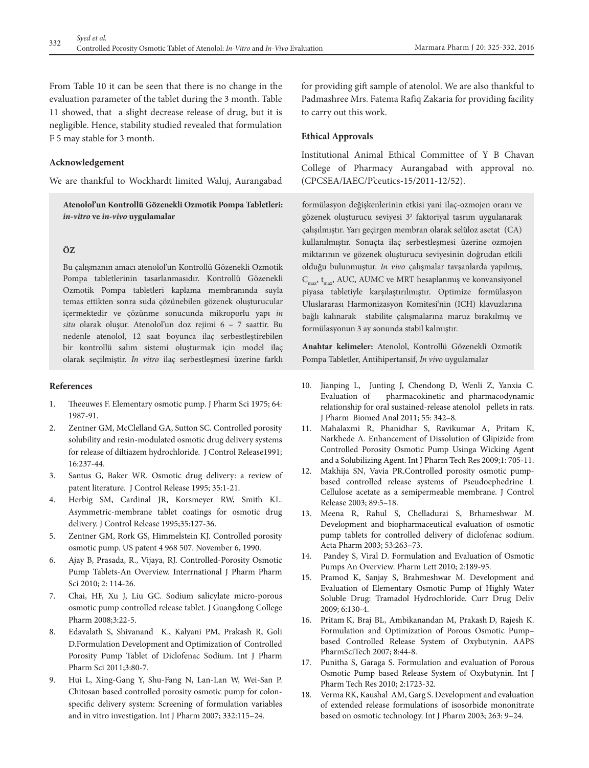From Table 10 it can be seen that there is no change in the evaluation parameter of the tablet during the 3 month. Table 11 showed, that a slight decrease release of drug, but it is negligible. Hence, stability studied revealed that formulation F 5 may stable for 3 month.

## Acknowledgement

We are thankful to Wockhardt limited Waluj, Aurangabad for providing gift sample of atenolol. We are also thankful to Padmashree Mrs. Fatema Rafiq Zakaria for providing facility to carry out this work.

## Ethical Approvals

Institutional Animal Ethical Committee of Y B Chavan College of Pharmacy Aurangabad with approval no. (CPCSEA/IAEC/P'ceutics-15/2011-12/52).

**Atenolol'un Kontrollü Gözenekli Ozmotik Pompa Tabletleri: *in-vitro* ve *in-vivo* uygulamalar**

### ÖZ

Bu çalışmanın amacı atenolol'un Kontrollü Gözenekli Ozmotik Pompa tabletlerinin tasarlanmasıdır. Kontrollü Gözenekli Ozmotik Pompa tabletleri kaplama membranında suyla temas ettikten sonra suda çözünebilen gözenek oluşturucular içermektedir ve çözünme sonucunda mikroporlu yapı *in situ* olarak oluşur. Atenolol'un doz rejimi 6 – 7 saattir. Bu nedenle atenolol, 12 saat boyunca ilaç serbestleştirebilen bir kontrollü salım sistemi oluşturmak için model ilaç olarak seçilmiştir. *In vitro* ilaç serbestleşmesi üzerine farklı formülasyon değişkenlerinin etkisi yani ilaç-ozmojen oranı ve gözenek oluşturucu seviyesi $3^2$ faktoriyal tasrım uygulanarak çalışılmıştır. Yarı geçirgen membran olarak selüloz asetat (CA) kullanılmıştır. Sonuçta ilaç serbestleşmesi üzerine ozmojen miktarının ve gözenek oluşturucu seviyesinin doğrudan etkili olduğu bulunmuştur. *In vivo* çalışmalar tavşanlarda yapılmış, $C_{max}$, $t_{max}$, AUC, AUMC ve MRT hesaplanmış ve konvansiyonel piyasa tabletiyle karşılaştırılmıştır. Optimize formülasyon Uluslararası Harmonizasyon Komitesi'nin (ICH) klavuzlarına bağlı kalınarak stabilite çalışmalarına maruz bırakılmış ve formülasyonun 3 ay sonunda stabil kalmıştır.

**Anahtar kelimeler:** Atenolol, Kontrollü Gözenekli Ozmotik Pompa Tabletler, Antihipertansif, *In vivo* uygulamalar

## References

1. Theeuwes F. Elementary osmotic pump. J Pharm Sci 1975; 64: 1987-91.
2. Zentner GM, McClelland GA, Sutton SC. Controlled porosity solubility and resin-modulated osmotic drug delivery systems for release of diltiazem hydrochloride. J Control Release1991; 16:237-44.
3. Santus G, Baker WR. Osmotic drug delivery: a review of patent literature. J Control Release 1995; 35:1-21.
4. Herbig SM, Cardinal JR, Korsmeyer RW, Smith KL. Asymmetric-membrane tablet coatings for osmotic drug delivery. J Control Release 1995;35:127-36.
5. Zentner GM, Rork GS, Himmelstein KJ. Controlled porosity osmotic pump. US patent 4 968 507. November 6, 1990.
6. Ajay B, Prasada, R., Vijaya, RJ. Controlled-Porosity Osmotic Pump Tablets-An Overview. Interrnational J Pharm Pharm Sci 2010; 2: 114-26.
7. Chai, HF, Xu J, Liu GC. Sodium salicylate micro-porous osmotic pump controlled release tablet. J Guangdong College Pharm 2008;3:22-5.
8. Edavalath S, Shivanand K., Kalyani PM, Prakash R, Goli D.Formulation Development and Optimization of Controlled Porosity Pump Tablet of Diclofenac Sodium. Int J Pharm Pharm Sci 2011;3:80-7.
9. Hui L, Xing-Gang Y, Shu-Fang N, Lan-Lan W, Wei-San P. Chitosan based controlled porosity osmotic pump for colon-specific delivery system: Screening of formulation variables and in vitro investigation. Int J Pharm 2007; 332:115–24.
10. Jianping L, Junting J, Chendong D, Wenli Z, Yanxia C. Evaluation of pharmacokinetic and pharmacodynamic relationship for oral sustained-release atenolol pellets in rats. J Pharm Biomed Anal 2011; 55: 342–8.
11. Mahalaxmi R, Phanidhar S, Ravikumar A, Pritam K, Narkhede A. Enhancement of Dissolution of Glipizide from Controlled Porosity Osmotic Pump Usinga Wicking Agent and a Solubilizing Agent. Int J Pharm Tech Res 2009;1: 705-11.
12. Makhija SN, Vavia PR.Controlled porosity osmotic pump-based controlled release systems of Pseudoephedrine I. Cellulose acetate as a semipermeable membrane. J Control Release 2003; 89:5–18.
13. Meena R, Rahul S, Chelladurai S, Brhameshwar M. Development and biopharmaceutical evaluation of osmotic pump tablets for controlled delivery of diclofenac sodium. Acta Pharm 2003; 53:263–73.
14. Pandey S, Viral D. Formulation and Evaluation of Osmotic Pumps An Overview. Pharm Lett 2010; 2:189-95.
15. Pramod K, Sanjay S, Brahmeshwar M. Development and Evaluation of Elementary Osmotic Pump of Highly Water Soluble Drug: Tramadol Hydrochloride. Curr Drug Deliv 2009; 6:130-4.
16. Pritam K, Braj BL, Ambikanandan M, Prakash D, Rajesh K. Formulation and Optimization of Porous Osmotic Pump–based Controlled Release System of Oxybutynin. AAPS PharmSciTech 2007; 8:44-8.
17. Punitha S, Garaga S. Formulation and evaluation of Porous Osmotic Pump based Release System of Oxybutynin. Int J Pharm Tech Res 2010; 2:1723-32.
18. Verma RK, Kaushal AM, Garg S. Development and evaluation of extended release formulations of isosorbide mononitrate based on osmotic technology. Int J Pharm 2003; 263: 9–24.